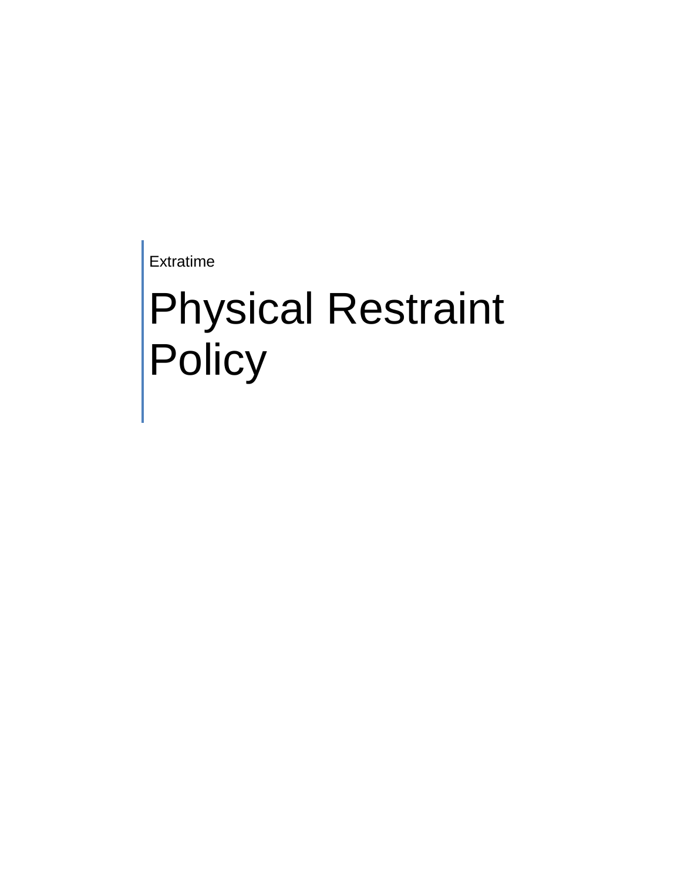Extratime

# Physical Restraint Policy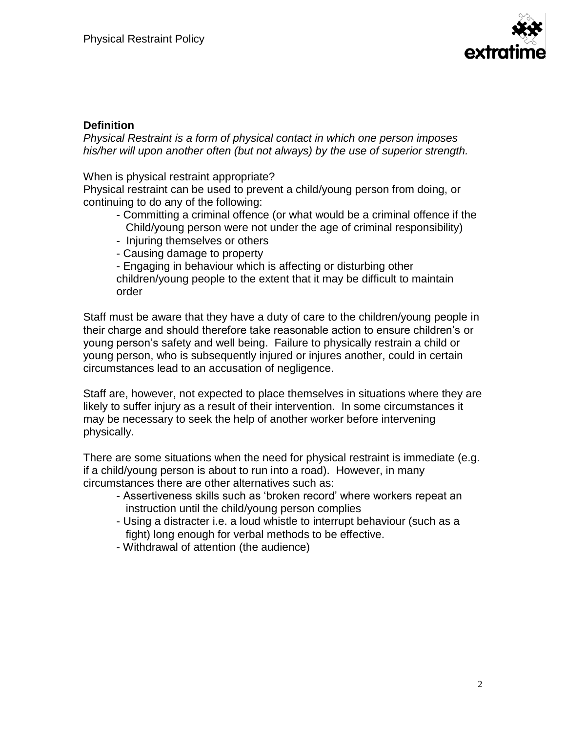**Definition**

*Physical Restraint is a form of physical contact in which one person imposes his/her will upon another often (but not always) by the use of superior strength.*

When is physical restraint appropriate?

Physical restraint can be used to prevent a child/young person from doing, or continuing to do any of the following:

- Committing a criminal offence (or what would be a criminal offence if the Child/young person were not under the age of criminal responsibility)
- Injuring themselves or others
- Causing damage to property
- Engaging in behaviour which is affecting or disturbing other children/young people to the extent that it may be difficult to maintain order

Staff must be aware that they have a duty of care to the children/young people in their charge and should therefore take reasonable action to ensure children's or young person's safety and well being. Failure to physically restrain a child or young person, who is subsequently injured or injures another, could in certain circumstances lead to an accusation of negligence.

Staff are, however, not expected to place themselves in situations where they are likely to suffer injury as a result of their intervention. In some circumstances it may be necessary to seek the help of another worker before intervening physically.

There are some situations when the need for physical restraint is immediate (e.g. if a child/young person is about to run into a road). However, in many circumstances there are other alternatives such as:

- Assertiveness skills such as 'broken record' where workers repeat an instruction until the child/young person complies
- Using a distracter i.e. a loud whistle to interrupt behaviour (such as a fight) long enough for verbal methods to be effective.
- Withdrawal of attention (the audience)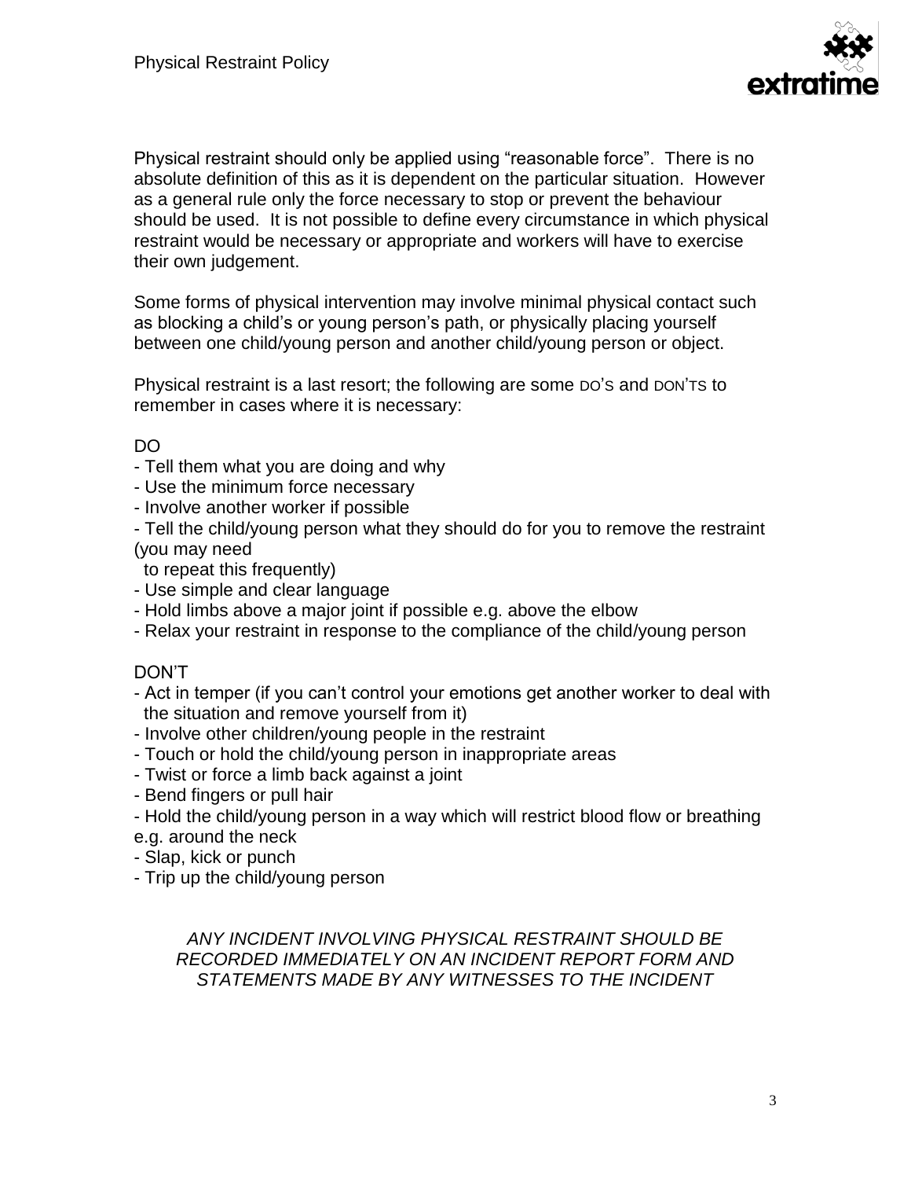Physical restraint should only be applied using "reasonable force". There is no absolute definition of this as it is dependent on the particular situation. However as a general rule only the force necessary to stop or prevent the behaviour should be used. It is not possible to define every circumstance in which physical restraint would be necessary or appropriate and workers will have to exercise their own judgement.

Some forms of physical intervention may involve minimal physical contact such as blocking a child's or young person's path, or physically placing yourself between one child/young person and another child/young person or object.

Physical restraint is a last resort; the following are some DO'S and DON'TS to remember in cases where it is necessary:

DO

- Tell them what you are doing and why
- Use the minimum force necessary
- Involve another worker if possible
- Tell the child/young person what they should do for you to remove the restraint (you may need to repeat this frequently)
- Use simple and clear language
- Hold limbs above a major joint if possible e.g. above the elbow
- Relax your restraint in response to the compliance of the child/young person

DON'T

- Act in temper (if you can't control your emotions get another worker to deal with the situation and remove yourself from it)
- Involve other children/young people in the restraint
- Touch or hold the child/young person in inappropriate areas
- Twist or force a limb back against a joint
- Bend fingers or pull hair
- Hold the child/young person in a way which will restrict blood flow or breathing e.g. around the neck
- Slap, kick or punch
- Trip up the child/young person

*ANY INCIDENT INVOLVING PHYSICAL RESTRAINT SHOULD BE RECORDED IMMEDIATELY ON AN INCIDENT REPORT FORM AND STATEMENTS MADE BY ANY WITNESSES TO THE INCIDENT*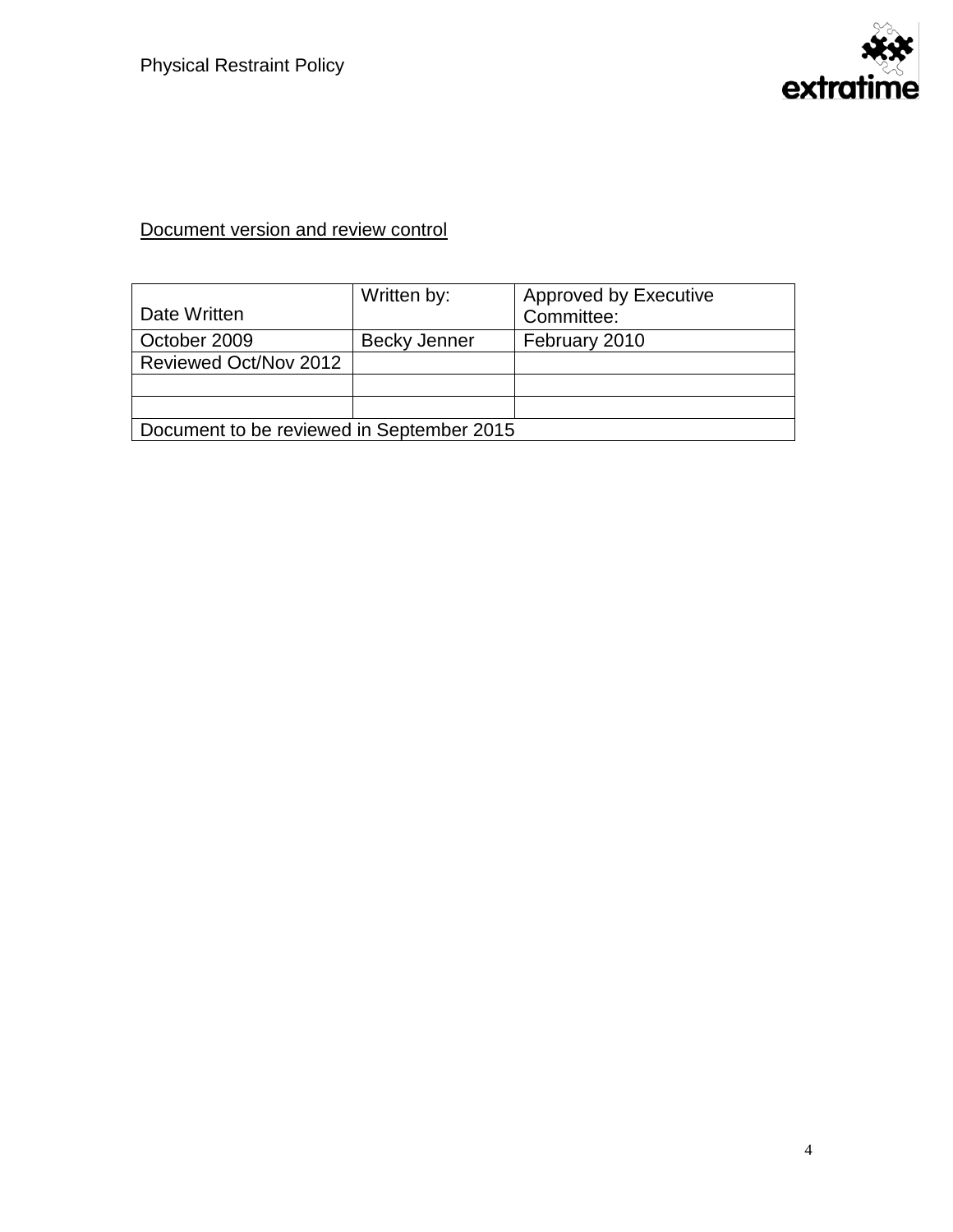Document version and review control

| Date Written | Written by: | Approved by Executive Committee: |
|---|---|---|
| October 2009 | Becky Jenner | February 2010 |
| Reviewed Oct/Nov 2012 | | |
| | | |
| | | |
| Document to be reviewed in September 2015 | | |